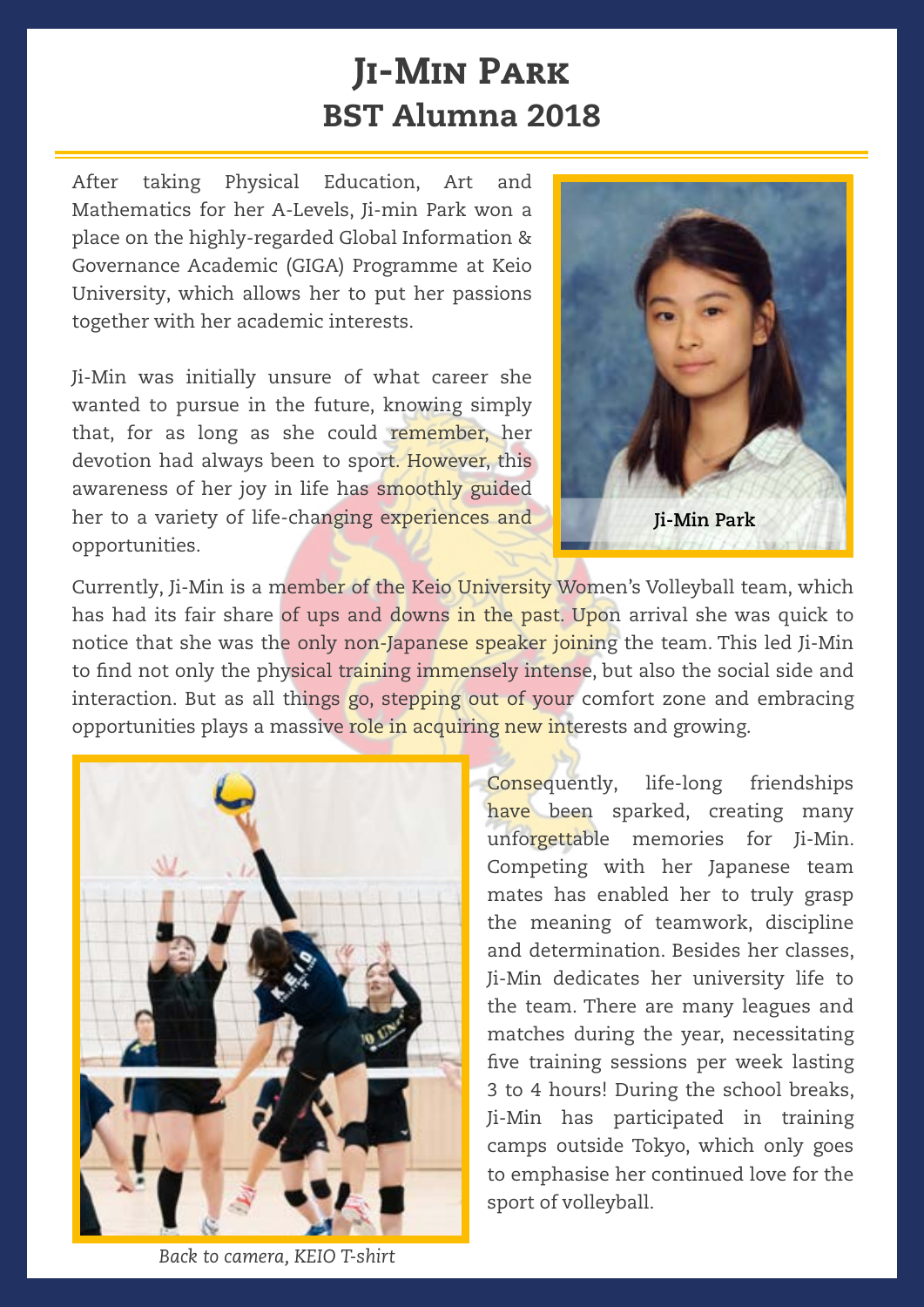# Ji-Min Park
## BST Alumna 2018

After taking Physical Education, Art and Mathematics for her A-Levels, Ji-min Park won a place on the highly-regarded Global Information & Governance Academic (GIGA) Programme at Keio University, which allows her to put her passions together with her academic interests.

Ji-Min was initially unsure of what career she wanted to pursue in the future, knowing simply that, for as long as she could remember, her devotion had always been to sport. However, this awareness of her joy in life has smoothly guided her to a variety of life-changing experiences and opportunities.

Ji-Min Park

Currently, Ji-Min is a member of the Keio University Women's Volleyball team, which has had its fair share of ups and downs in the past. Upon arrival she was quick to notice that she was the only non-Japanese speaker joining the team. This led Ji-Min to find not only the physical training immensely intense, but also the social side and interaction. But as all things go, stepping out of your comfort zone and embracing opportunities plays a massive role in acquiring new interests and growing.

Consequently, life-long friendships have been sparked, creating many unforgettable memories for Ji-Min. Competing with her Japanese team mates has enabled her to truly grasp the meaning of teamwork, discipline and determination. Besides her classes, Ji-Min dedicates her university life to the team. There are many leagues and matches during the year, necessitating five training sessions per week lasting 3 to 4 hours! During the school breaks, Ji-Min has participated in training camps outside Tokyo, which only goes to emphasise her continued love for the sport of volleyball.

*Back to camera, KEIO T-shirt*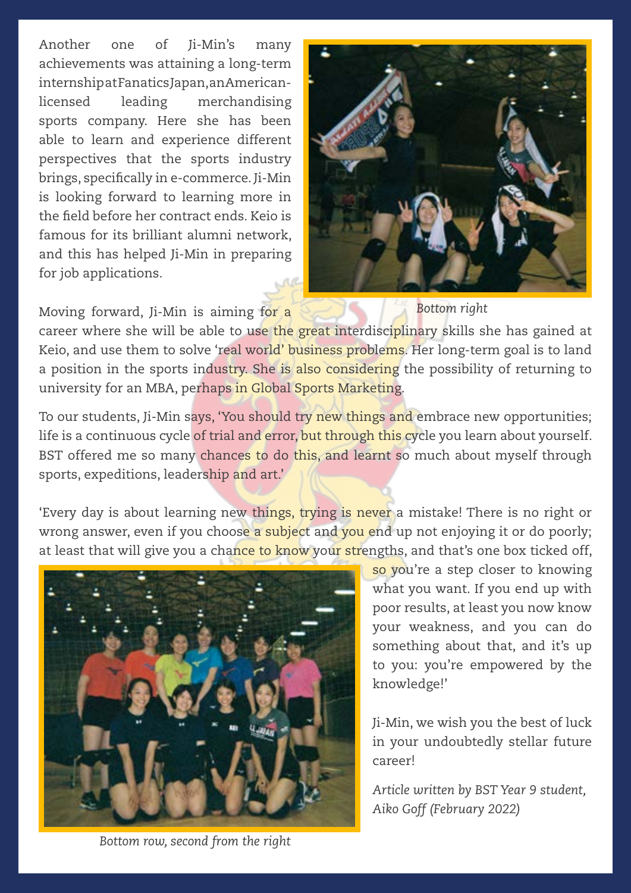Another one of Ji-Min's many achievements was attaining a long-term internship at Fanatics Japan, an American-licensed leading merchandising sports company. Here she has been able to learn and experience different perspectives that the sports industry brings, specifically in e-commerce. Ji-Min is looking forward to learning more in the field before her contract ends. Keio is famous for its brilliant alumni network, and this has helped Ji-Min in preparing for job applications.

*Bottom right*

Moving forward, Ji-Min is aiming for a career where she will be able to use the great interdisciplinary skills she has gained at Keio, and use them to solve 'real world' business problems. Her long-term goal is to land a position in the sports industry. She is also considering the possibility of returning to university for an MBA, perhaps in Global Sports Marketing.

To our students, Ji-Min says, 'You should try new things and embrace new opportunities; life is a continuous cycle of trial and error, but through this cycle you learn about yourself. BST offered me so many chances to do this, and learnt so much about myself through sports, expeditions, leadership and art.'

'Every day is about learning new things, trying is never a mistake! There is no right or wrong answer, even if you choose a subject and you end up not enjoying it or do poorly; at least that will give you a chance to know your strengths, and that's one box ticked off, so you're a step closer to knowing what you want. If you end up with poor results, at least you now know your weakness, and you can do something about that, and it's up to you: you're empowered by the knowledge!'

*Bottom row, second from the right*

Ji-Min, we wish you the best of luck in your undoubtedly stellar future career!

*Article written by BST Year 9 student, Aiko Goff (February 2022)*